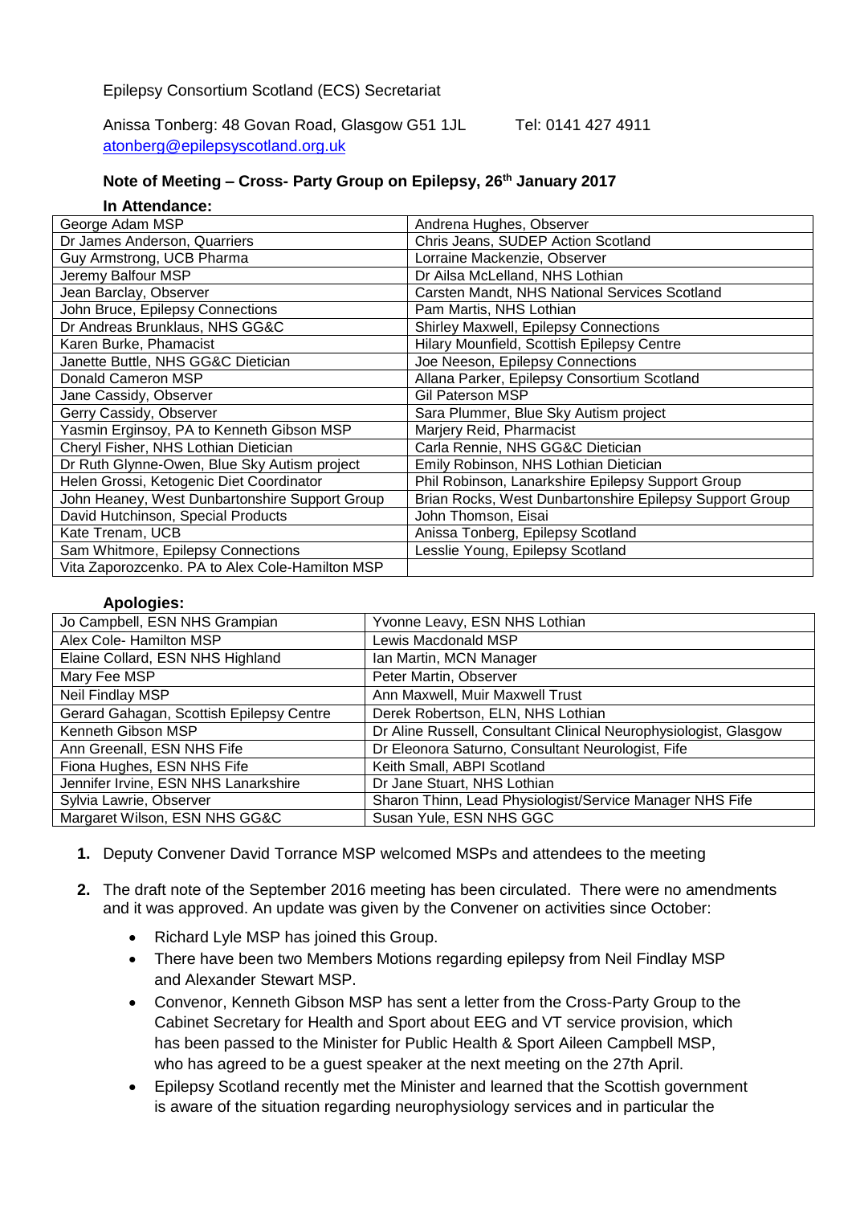Epilepsy Consortium Scotland (ECS) Secretariat

Anissa Tonberg: 48 Govan Road, Glasgow G51 1JL Tel: 0141 427 4911
atonberg@epilepsyscotland.org.uk

## Note of Meeting – Cross- Party Group on Epilepsy, 26th January 2017

**In Attendance:**

| | |
|---|---|
| George Adam MSP | Andrena Hughes, Observer |
| Dr James Anderson, Quarriers | Chris Jeans, SUDEP Action Scotland |
| Guy Armstrong, UCB Pharma | Lorraine Mackenzie, Observer |
| Jeremy Balfour MSP | Dr Ailsa McLelland, NHS Lothian |
| Jean Barclay, Observer | Carsten Mandt, NHS National Services Scotland |
| John Bruce, Epilepsy Connections | Pam Martis, NHS Lothian |
| Dr Andreas Brunklaus, NHS GG&C | Shirley Maxwell, Epilepsy Connections |
| Karen Burke, Phamacist | Hilary Mounfield, Scottish Epilepsy Centre |
| Janette Buttle, NHS GG&C Dietician | Joe Neeson, Epilepsy Connections |
| Donald Cameron MSP | Allana Parker, Epilepsy Consortium Scotland |
| Jane Cassidy, Observer | Gil Paterson MSP |
| Gerry Cassidy, Observer | Sara Plummer, Blue Sky Autism project |
| Yasmin Erginsoy, PA to Kenneth Gibson MSP | Marjery Reid, Pharmacist |
| Cheryl Fisher, NHS Lothian Dietician | Carla Rennie, NHS GG&C Dietician |
| Dr Ruth Glynne-Owen, Blue Sky Autism project | Emily Robinson, NHS Lothian Dietician |
| Helen Grossi, Ketogenic Diet Coordinator | Phil Robinson, Lanarkshire Epilepsy Support Group |
| John Heaney, West Dunbartonshire Support Group | Brian Rocks, West Dunbartonshire Epilepsy Support Group |
| David Hutchinson, Special Products | John Thomson, Eisai |
| Kate Trenam, UCB | Anissa Tonberg, Epilepsy Scotland |
| Sam Whitmore, Epilepsy Connections | Lesslie Young, Epilepsy Scotland |
| Vita Zaporozcenko. PA to Alex Cole-Hamilton MSP | |

**Apologies:**

| | |
|---|---|
| Jo Campbell, ESN NHS Grampian | Yvonne Leavy, ESN NHS Lothian |
| Alex Cole- Hamilton MSP | Lewis Macdonald MSP |
| Elaine Collard, ESN NHS Highland | Ian Martin, MCN Manager |
| Mary Fee MSP | Peter Martin, Observer |
| Neil Findlay MSP | Ann Maxwell, Muir Maxwell Trust |
| Gerard Gahagan, Scottish Epilepsy Centre | Derek Robertson, ELN, NHS Lothian |
| Kenneth Gibson MSP | Dr Aline Russell, Consultant Clinical Neurophysiologist, Glasgow |
| Ann Greenall, ESN NHS Fife | Dr Eleonora Saturno, Consultant Neurologist, Fife |
| Fiona Hughes, ESN NHS Fife | Keith Small, ABPI Scotland |
| Jennifer Irvine, ESN NHS Lanarkshire | Dr Jane Stuart, NHS Lothian |
| Sylvia Lawrie, Observer | Sharon Thinn, Lead Physiologist/Service Manager NHS Fife |
| Margaret Wilson, ESN NHS GG&C | Susan Yule, ESN NHS GGC |

1. Deputy Convener David Torrance MSP welcomed MSPs and attendees to the meeting

2. The draft note of the September 2016 meeting has been circulated. There were no amendments and it was approved. An update was given by the Convener on activities since October:
   - Richard Lyle MSP has joined this Group.
   - There have been two Members Motions regarding epilepsy from Neil Findlay MSP and Alexander Stewart MSP.
   - Convenor, Kenneth Gibson MSP has sent a letter from the Cross-Party Group to the Cabinet Secretary for Health and Sport about EEG and VT service provision, which has been passed to the Minister for Public Health & Sport Aileen Campbell MSP, who has agreed to be a guest speaker at the next meeting on the 27th April.
   - Epilepsy Scotland recently met the Minister and learned that the Scottish government is aware of the situation regarding neurophysiology services and in particular the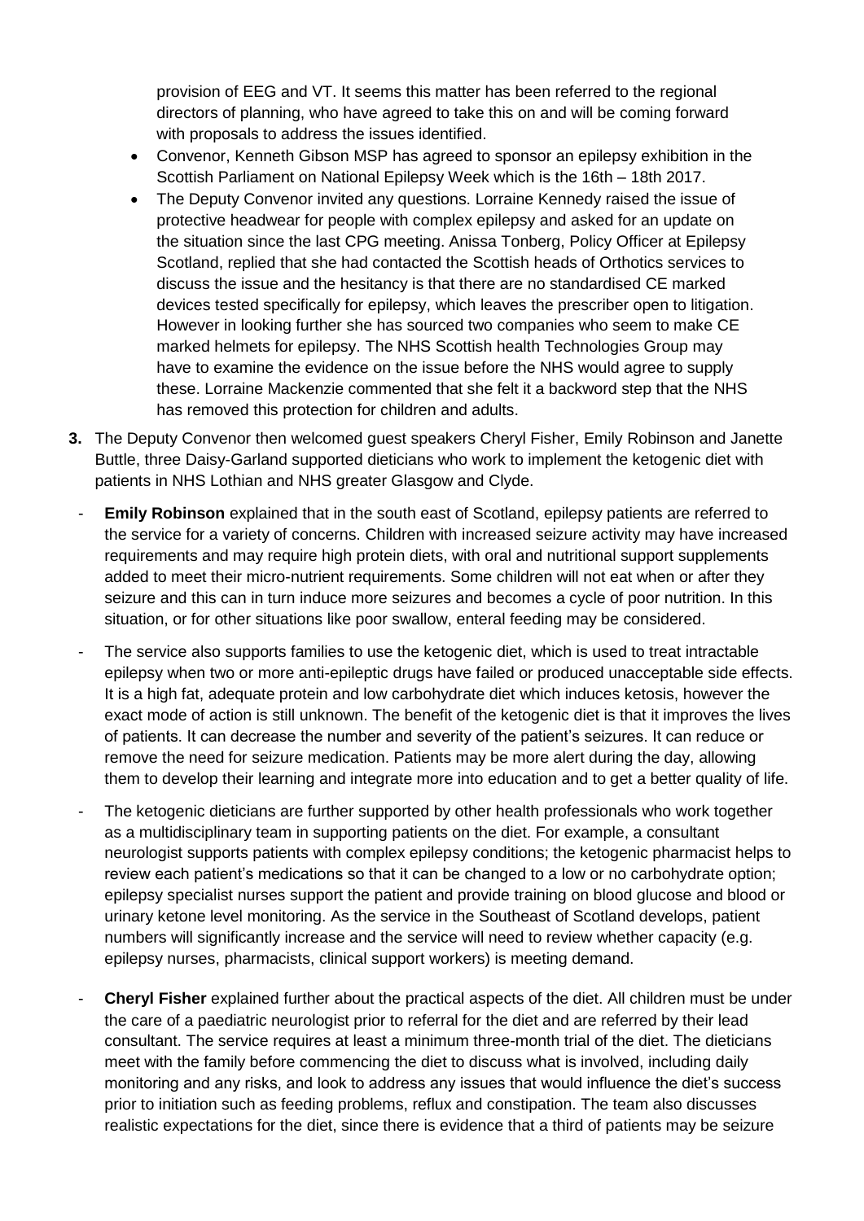provision of EEG and VT. It seems this matter has been referred to the regional directors of planning, who have agreed to take this on and will be coming forward with proposals to address the issues identified.

- Convenor, Kenneth Gibson MSP has agreed to sponsor an epilepsy exhibition in the Scottish Parliament on National Epilepsy Week which is the 16th – 18th 2017.
- The Deputy Convenor invited any questions. Lorraine Kennedy raised the issue of protective headwear for people with complex epilepsy and asked for an update on the situation since the last CPG meeting. Anissa Tonberg, Policy Officer at Epilepsy Scotland, replied that she had contacted the Scottish heads of Orthotics services to discuss the issue and the hesitancy is that there are no standardised CE marked devices tested specifically for epilepsy, which leaves the prescriber open to litigation. However in looking further she has sourced two companies who seem to make CE marked helmets for epilepsy. The NHS Scottish health Technologies Group may have to examine the evidence on the issue before the NHS would agree to supply these. Lorraine Mackenzie commented that she felt it a backword step that the NHS has removed this protection for children and adults.

**3.** The Deputy Convenor then welcomed guest speakers Cheryl Fisher, Emily Robinson and Janette Buttle, three Daisy-Garland supported dieticians who work to implement the ketogenic diet with patients in NHS Lothian and NHS greater Glasgow and Clyde.

- **Emily Robinson** explained that in the south east of Scotland, epilepsy patients are referred to the service for a variety of concerns. Children with increased seizure activity may have increased requirements and may require high protein diets, with oral and nutritional support supplements added to meet their micro-nutrient requirements. Some children will not eat when or after they seizure and this can in turn induce more seizures and becomes a cycle of poor nutrition. In this situation, or for other situations like poor swallow, enteral feeding may be considered.
- The service also supports families to use the ketogenic diet, which is used to treat intractable epilepsy when two or more anti-epileptic drugs have failed or produced unacceptable side effects. It is a high fat, adequate protein and low carbohydrate diet which induces ketosis, however the exact mode of action is still unknown. The benefit of the ketogenic diet is that it improves the lives of patients. It can decrease the number and severity of the patient's seizures. It can reduce or remove the need for seizure medication. Patients may be more alert during the day, allowing them to develop their learning and integrate more into education and to get a better quality of life.
- The ketogenic dieticians are further supported by other health professionals who work together as a multidisciplinary team in supporting patients on the diet. For example, a consultant neurologist supports patients with complex epilepsy conditions; the ketogenic pharmacist helps to review each patient's medications so that it can be changed to a low or no carbohydrate option; epilepsy specialist nurses support the patient and provide training on blood glucose and blood or urinary ketone level monitoring. As the service in the Southeast of Scotland develops, patient numbers will significantly increase and the service will need to review whether capacity (e.g. epilepsy nurses, pharmacists, clinical support workers) is meeting demand.
- **Cheryl Fisher** explained further about the practical aspects of the diet. All children must be under the care of a paediatric neurologist prior to referral for the diet and are referred by their lead consultant. The service requires at least a minimum three-month trial of the diet. The dieticians meet with the family before commencing the diet to discuss what is involved, including daily monitoring and any risks, and look to address any issues that would influence the diet's success prior to initiation such as feeding problems, reflux and constipation. The team also discusses realistic expectations for the diet, since there is evidence that a third of patients may be seizure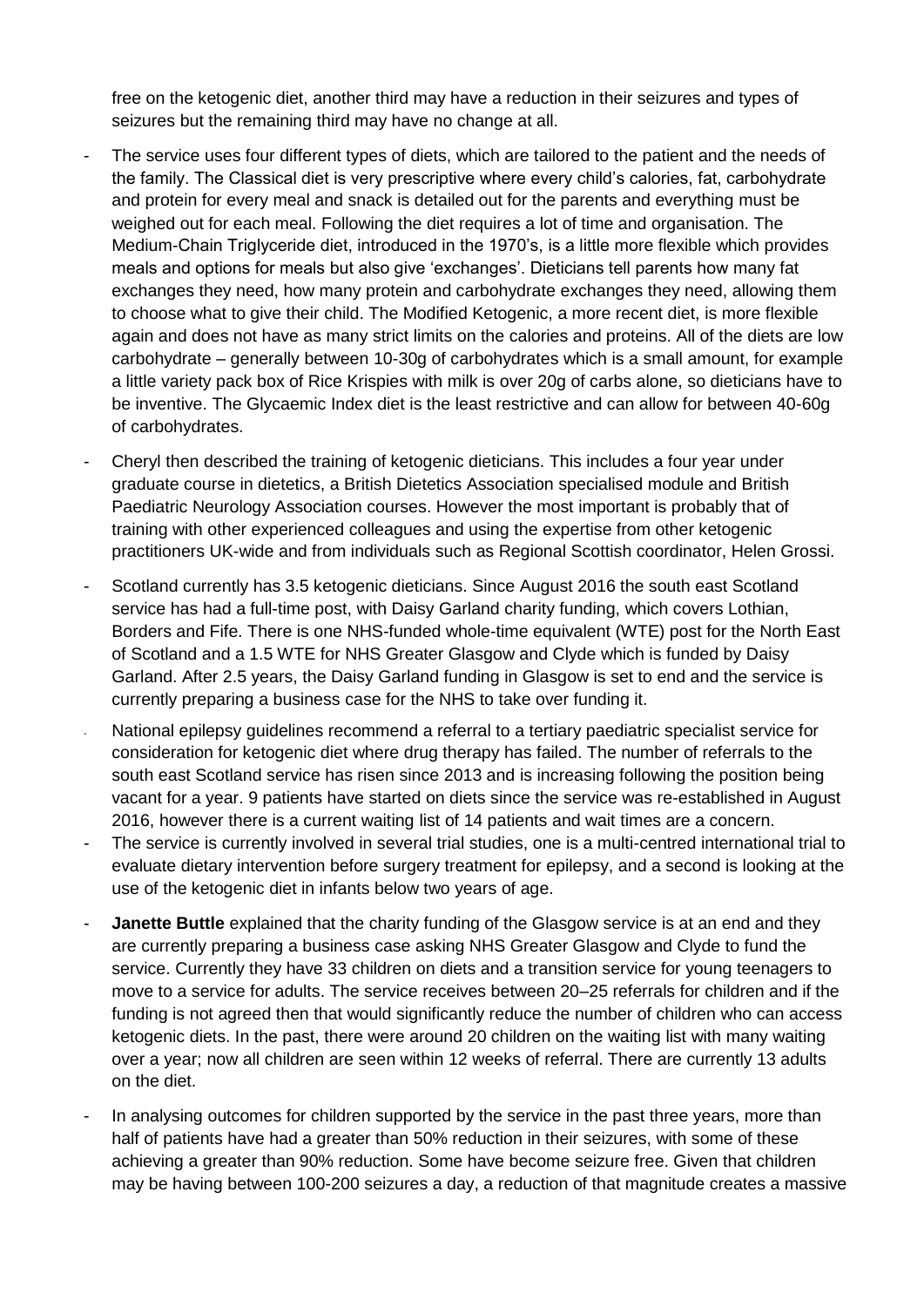free on the ketogenic diet, another third may have a reduction in their seizures and types of seizures but the remaining third may have no change at all.

- The service uses four different types of diets, which are tailored to the patient and the needs of the family. The Classical diet is very prescriptive where every child's calories, fat, carbohydrate and protein for every meal and snack is detailed out for the parents and everything must be weighed out for each meal. Following the diet requires a lot of time and organisation. The Medium-Chain Triglyceride diet, introduced in the 1970's, is a little more flexible which provides meals and options for meals but also give 'exchanges'. Dieticians tell parents how many fat exchanges they need, how many protein and carbohydrate exchanges they need, allowing them to choose what to give their child. The Modified Ketogenic, a more recent diet, is more flexible again and does not have as many strict limits on the calories and proteins. All of the diets are low carbohydrate – generally between 10-30g of carbohydrates which is a small amount, for example a little variety pack box of Rice Krispies with milk is over 20g of carbs alone, so dieticians have to be inventive. The Glycaemic Index diet is the least restrictive and can allow for between 40-60g of carbohydrates.

- Cheryl then described the training of ketogenic dieticians. This includes a four year under graduate course in dietetics, a British Dietetics Association specialised module and British Paediatric Neurology Association courses. However the most important is probably that of training with other experienced colleagues and using the expertise from other ketogenic practitioners UK-wide and from individuals such as Regional Scottish coordinator, Helen Grossi.

- Scotland currently has 3.5 ketogenic dieticians. Since August 2016 the south east Scotland service has had a full-time post, with Daisy Garland charity funding, which covers Lothian, Borders and Fife. There is one NHS-funded whole-time equivalent (WTE) post for the North East of Scotland and a 1.5 WTE for NHS Greater Glasgow and Clyde which is funded by Daisy Garland. After 2.5 years, the Daisy Garland funding in Glasgow is set to end and the service is currently preparing a business case for the NHS to take over funding it.

- National epilepsy guidelines recommend a referral to a tertiary paediatric specialist service for consideration for ketogenic diet where drug therapy has failed. The number of referrals to the south east Scotland service has risen since 2013 and is increasing following the position being vacant for a year. 9 patients have started on diets since the service was re-established in August 2016, however there is a current waiting list of 14 patients and wait times are a concern.

- The service is currently involved in several trial studies, one is a multi-centred international trial to evaluate dietary intervention before surgery treatment for epilepsy, and a second is looking at the use of the ketogenic diet in infants below two years of age.

- **Janette Buttle** explained that the charity funding of the Glasgow service is at an end and they are currently preparing a business case asking NHS Greater Glasgow and Clyde to fund the service. Currently they have 33 children on diets and a transition service for young teenagers to move to a service for adults. The service receives between 20–25 referrals for children and if the funding is not agreed then that would significantly reduce the number of children who can access ketogenic diets. In the past, there were around 20 children on the waiting list with many waiting over a year; now all children are seen within 12 weeks of referral. There are currently 13 adults on the diet.

- In analysing outcomes for children supported by the service in the past three years, more than half of patients have had a greater than 50% reduction in their seizures, with some of these achieving a greater than 90% reduction. Some have become seizure free. Given that children may be having between 100-200 seizures a day, a reduction of that magnitude creates a massive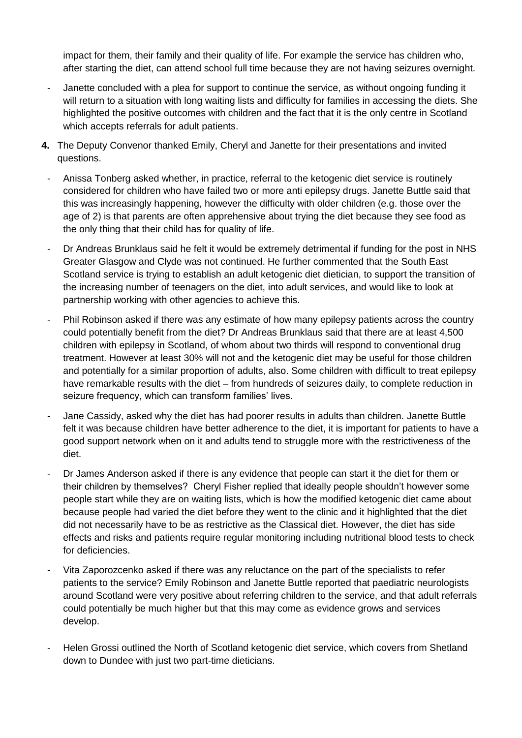impact for them, their family and their quality of life. For example the service has children who, after starting the diet, can attend school full time because they are not having seizures overnight.

- Janette concluded with a plea for support to continue the service, as without ongoing funding it will return to a situation with long waiting lists and difficulty for families in accessing the diets. She highlighted the positive outcomes with children and the fact that it is the only centre in Scotland which accepts referrals for adult patients.

**4.** The Deputy Convenor thanked Emily, Cheryl and Janette for their presentations and invited questions.

- Anissa Tonberg asked whether, in practice, referral to the ketogenic diet service is routinely considered for children who have failed two or more anti epilepsy drugs. Janette Buttle said that this was increasingly happening, however the difficulty with older children (e.g. those over the age of 2) is that parents are often apprehensive about trying the diet because they see food as the only thing that their child has for quality of life.

- Dr Andreas Brunklaus said he felt it would be extremely detrimental if funding for the post in NHS Greater Glasgow and Clyde was not continued. He further commented that the South East Scotland service is trying to establish an adult ketogenic diet dietician, to support the transition of the increasing number of teenagers on the diet, into adult services, and would like to look at partnership working with other agencies to achieve this.

- Phil Robinson asked if there was any estimate of how many epilepsy patients across the country could potentially benefit from the diet? Dr Andreas Brunklaus said that there are at least 4,500 children with epilepsy in Scotland, of whom about two thirds will respond to conventional drug treatment. However at least 30% will not and the ketogenic diet may be useful for those children and potentially for a similar proportion of adults, also. Some children with difficult to treat epilepsy have remarkable results with the diet – from hundreds of seizures daily, to complete reduction in seizure frequency, which can transform families' lives.

- Jane Cassidy, asked why the diet has had poorer results in adults than children. Janette Buttle felt it was because children have better adherence to the diet, it is important for patients to have a good support network when on it and adults tend to struggle more with the restrictiveness of the diet.

- Dr James Anderson asked if there is any evidence that people can start it the diet for them or their children by themselves? Cheryl Fisher replied that ideally people shouldn't however some people start while they are on waiting lists, which is how the modified ketogenic diet came about because people had varied the diet before they went to the clinic and it highlighted that the diet did not necessarily have to be as restrictive as the Classical diet. However, the diet has side effects and risks and patients require regular monitoring including nutritional blood tests to check for deficiencies.

- Vita Zaporozcenko asked if there was any reluctance on the part of the specialists to refer patients to the service? Emily Robinson and Janette Buttle reported that paediatric neurologists around Scotland were very positive about referring children to the service, and that adult referrals could potentially be much higher but that this may come as evidence grows and services develop.

- Helen Grossi outlined the North of Scotland ketogenic diet service, which covers from Shetland down to Dundee with just two part-time dieticians.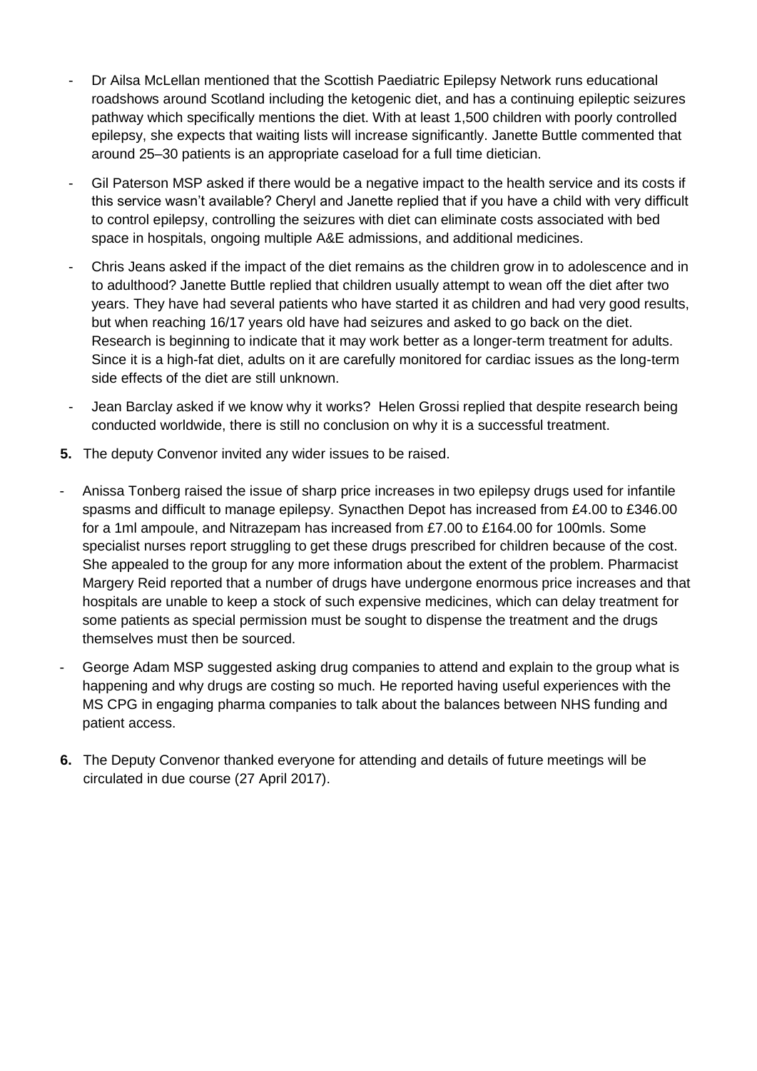- Dr Ailsa McLellan mentioned that the Scottish Paediatric Epilepsy Network runs educational roadshows around Scotland including the ketogenic diet, and has a continuing epileptic seizures pathway which specifically mentions the diet. With at least 1,500 children with poorly controlled epilepsy, she expects that waiting lists will increase significantly. Janette Buttle commented that around 25–30 patients is an appropriate caseload for a full time dietician.
- Gil Paterson MSP asked if there would be a negative impact to the health service and its costs if this service wasn't available? Cheryl and Janette replied that if you have a child with very difficult to control epilepsy, controlling the seizures with diet can eliminate costs associated with bed space in hospitals, ongoing multiple A&E admissions, and additional medicines.
- Chris Jeans asked if the impact of the diet remains as the children grow in to adolescence and in to adulthood? Janette Buttle replied that children usually attempt to wean off the diet after two years. They have had several patients who have started it as children and had very good results, but when reaching 16/17 years old have had seizures and asked to go back on the diet. Research is beginning to indicate that it may work better as a longer-term treatment for adults. Since it is a high-fat diet, adults on it are carefully monitored for cardiac issues as the long-term side effects of the diet are still unknown.
- Jean Barclay asked if we know why it works? Helen Grossi replied that despite research being conducted worldwide, there is still no conclusion on why it is a successful treatment.

**5.** The deputy Convenor invited any wider issues to be raised.

- Anissa Tonberg raised the issue of sharp price increases in two epilepsy drugs used for infantile spasms and difficult to manage epilepsy. Synacthen Depot has increased from £4.00 to £346.00 for a 1ml ampoule, and Nitrazepam has increased from £7.00 to £164.00 for 100mls. Some specialist nurses report struggling to get these drugs prescribed for children because of the cost. She appealed to the group for any more information about the extent of the problem. Pharmacist Margery Reid reported that a number of drugs have undergone enormous price increases and that hospitals are unable to keep a stock of such expensive medicines, which can delay treatment for some patients as special permission must be sought to dispense the treatment and the drugs themselves must then be sourced.
- George Adam MSP suggested asking drug companies to attend and explain to the group what is happening and why drugs are costing so much. He reported having useful experiences with the MS CPG in engaging pharma companies to talk about the balances between NHS funding and patient access.

**6.** The Deputy Convenor thanked everyone for attending and details of future meetings will be circulated in due course (27 April 2017).